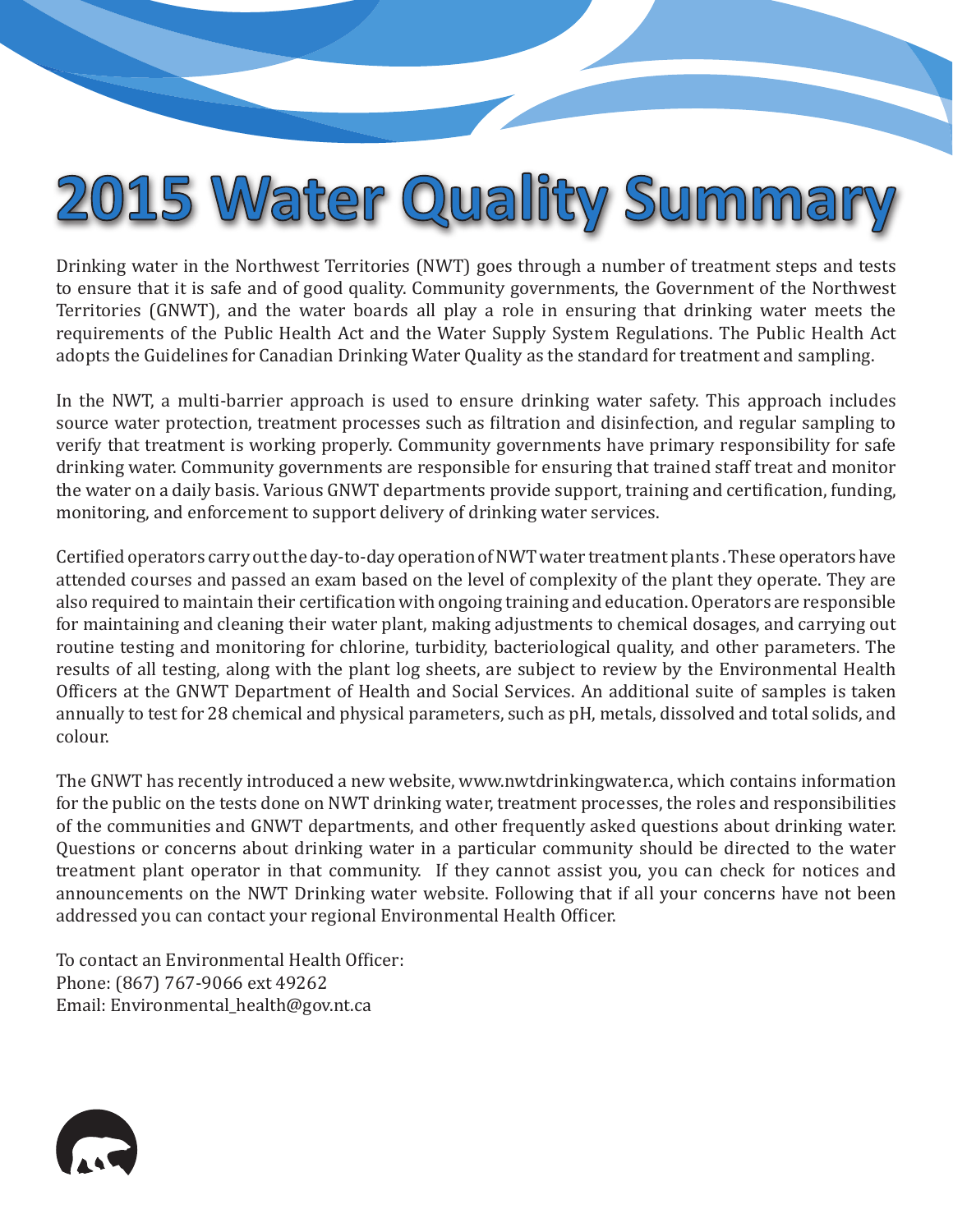# 2015 Water Quality Summary

Drinking water in the Northwest Territories (NWT) goes through a number of treatment steps and tests to ensure that it is safe and of good quality. Community governments, the Government of the Northwest Territories (GNWT), and the water boards all play a role in ensuring that drinking water meets the requirements of the Public Health Act and the Water Supply System Regulations. The Public Health Act adopts the Guidelines for Canadian Drinking Water Quality as the standard for treatment and sampling.

In the NWT, a multi-barrier approach is used to ensure drinking water safety. This approach includes source water protection, treatment processes such as filtration and disinfection, and regular sampling to verify that treatment is working properly. Community governments have primary responsibility for safe drinking water. Community governments are responsible for ensuring that trained staff treat and monitor the water on a daily basis. Various GNWT departments provide support, training and certification, funding, monitoring, and enforcement to support delivery of drinking water services.

Certified operators carry out the day-to-day operation of NWT water treatment plants . These operators have attended courses and passed an exam based on the level of complexity of the plant they operate. They are also required to maintain their certification with ongoing training and education. Operators are responsible for maintaining and cleaning their water plant, making adjustments to chemical dosages, and carrying out routine testing and monitoring for chlorine, turbidity, bacteriological quality, and other parameters. The results of all testing, along with the plant log sheets, are subject to review by the Environmental Health Officers at the GNWT Department of Health and Social Services. An additional suite of samples is taken annually to test for 28 chemical and physical parameters, such as pH, metals, dissolved and total solids, and colour.

The GNWT has recently introduced a new website, www.nwtdrinkingwater.ca, which contains information for the public on the tests done on NWT drinking water, treatment processes, the roles and responsibilities of the communities and GNWT departments, and other frequently asked questions about drinking water. Questions or concerns about drinking water in a particular community should be directed to the water treatment plant operator in that community. If they cannot assist you, you can check for notices and announcements on the NWT Drinking water website. Following that if all your concerns have not been addressed you can contact your regional Environmental Health Officer.

To contact an Environmental Health Officer:
Phone: (867) 767-9066 ext 49262
Email: Environmental_health@gov.nt.ca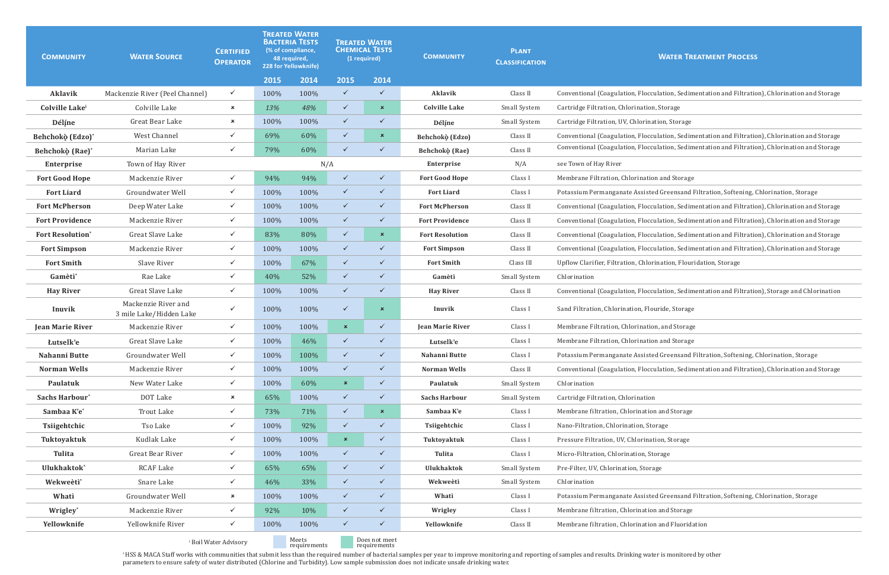| Community | Water Source | Certified Operator | Treated Water Bacteria Tests (% of compliance, 48 required, 228 for Yellowknife) | | Treated Water Chemical Tests (1 required) | | Community | Plant Classification | Water Treatment Process |
|---|---|---|---|---|---|---|---|---|---|
| | | | 2015 | 2014 | 2015 | 2014 | | | |
| Aklavik | Mackenzie River (Peel Channel) | ✓ | 100% | 100% | ✓ | ✓ | Aklavik | Class II | Conventional (Coagulation, Flocculation, Sedimentation and Filtration), Chlorination and Storage |
| Colville Lake[i] | Colville Lake | × | 13% | 48% | ✓ | × | Colville Lake | Small System | Cartridge Filtration, Chlorination, Storage |
| Délı̨ne | Great Bear Lake | × | 100% | 100% | ✓ | ✓ | Délı̨ne | Small System | Cartridge Filtration, UV, Chlorination, Storage |
| Behchokǫ̀ (Edzo)* | West Channel | ✓ | 69% | 60% | ✓ | × | Behchokǫ̀ (Edzo) | Class II | Conventional (Coagulation, Flocculation, Sedimentation and Filtration), Chlorination and Storage |
| Behchokǫ̀ (Rae)* | Marian Lake | ✓ | 79% | 60% | ✓ | ✓ | Behchokǫ̀ (Rae) | Class II | Conventional (Coagulation, Flocculation, Sedimentation and Filtration), Chlorination and Storage |
| Enterprise | Town of Hay River | | N/A | | | | Enterprise | N/A | see Town of Hay River |
| Fort Good Hope | Mackenzie River | ✓ | 94% | 94% | ✓ | ✓ | Fort Good Hope | Class I | Membrane Filtration, Chlorination and Storage |
| Fort Liard | Groundwater Well | ✓ | 100% | 100% | ✓ | ✓ | Fort Liard | Class I | Potassium Permanganate Assisted Greensand Filtration, Softening, Chlorination, Storage |
| Fort McPherson | Deep Water Lake | ✓ | 100% | 100% | ✓ | ✓ | Fort McPherson | Class II | Conventional (Coagulation, Flocculation, Sedimentation and Filtration), Chlorination and Storage |
| Fort Providence | Mackenzie River | ✓ | 100% | 100% | ✓ | ✓ | Fort Providence | Class II | Conventional (Coagulation, Flocculation, Sedimentation and Filtration), Chlorination and Storage |
| Fort Resolution* | Great Slave Lake | ✓ | 83% | 80% | ✓ | × | Fort Resolution | Class II | Conventional (Coagulation, Flocculation, Sedimentation and Filtration), Chlorination and Storage |
| Fort Simpson | Mackenzie River | ✓ | 100% | 100% | ✓ | ✓ | Fort Simpson | Class II | Conventional (Coagulation, Flocculation, Sedimentation and Filtration), Chlorination and Storage |
| Fort Smith | Slave River | ✓ | 100% | 67% | ✓ | ✓ | Fort Smith | Class III | Upflow Clarifier, Filtration, Chlorination, Flouridation, Storage |
| Gamètì* | Rae Lake | ✓ | 40% | 52% | ✓ | ✓ | Gamètì | Small System | Chlorination |
| Hay River | Great Slave Lake | ✓ | 100% | 100% | ✓ | ✓ | Hay River | Class II | Conventional (Coagulation, Flocculation, Sedimentation and Filtration), Storage and Chlorination |
| Inuvik | Mackenzie River and 3 mile Lake/Hidden Lake | ✓ | 100% | 100% | ✓ | × | Inuvik | Class I | Sand Filtration, Chlorination, Flouride, Storage |
| Jean Marie River | Mackenzie River | ✓ | 100% | 100% | × | ✓ | Jean Marie River | Class I | Membrane Filtration, Chlorination, and Storage |
| Łutselk'e | Great Slave Lake | ✓ | 100% | 46% | ✓ | ✓ | Łutselk'e | Class I | Membrane Filtration, Chlorination and Storage |
| Nahanni Butte | Groundwater Well | ✓ | 100% | 100% | ✓ | ✓ | Nahanni Butte | Class I | Potassium Permanganate Assisted Greensand Filtration, Softening, Chlorination, Storage |
| Norman Wells | Mackenzie River | ✓ | 100% | 100% | ✓ | ✓ | Norman Wells | Class II | Conventional (Coagulation, Flocculation, Sedimentation and Filtration), Chlorination and Storage |
| Paulatuk | New Water Lake | ✓ | 100% | 60% | × | ✓ | Paulatuk | Small System | Chlorination |
| Sachs Harbour* | DOT Lake | × | 65% | 100% | ✓ | ✓ | Sachs Harbour | Small System | Cartridge Filtration, Chlorination |
| Sambaa K'e* | Trout Lake | ✓ | 73% | 71% | ✓ | × | Sambaa K'e | Class I | Membrane filtration, Chlorination and Storage |
| Tsiigehtchic | Tso Lake | ✓ | 100% | 92% | ✓ | ✓ | Tsiigehtchic | Class I | Nano-Filtration, Chlorination, Storage |
| Tuktoyaktuk | Kudlak Lake | ✓ | 100% | 100% | × | ✓ | Tuktoyaktuk | Class I | Pressure Filtration, UV, Chlorination, Storage |
| Tulita | Great Bear River | ✓ | 100% | 100% | ✓ | ✓ | Tulita | Class I | Micro-Filtration, Chlorination, Storage |
| Ulukhaktok* | RCAF Lake | ✓ | 65% | 65% | ✓ | ✓ | Ulukhaktok | Small System | Pre-Filter, UV, Chlorination, Storage |
| Wekweètì* | Snare Lake | ✓ | 46% | 33% | ✓ | ✓ | Wekweètì | Small System | Chlorination |
| Whatì | Groundwater Well | × | 100% | 100% | ✓ | ✓ | Whatì | Class I | Potassium Permanganate Assisted Greensand Filtration, Softening, Chlorination, Storage |
| Wrigley* | Mackenzie River | ✓ | 92% | 10% | ✓ | ✓ | Wrigley | Class I | Membrane filtration, Chlorination and Storage |
| Yellowknife | Yellowknife River | ✓ | 100% | 100% | ✓ | ✓ | Yellowknife | Class II | Membrane filtration, Chlorination and Fluoridation |

[i] Boil Water Advisory

Meets requirements

Does not meet requirements

* HSS & MACA Staff works with communities that submit less than the required number of bacterial samples per year to improve monitoring and reporting of samples and results. Drinking water is monitored by other parameters to ensure safety of water distributed (Chlorine and Turbidity). Low sample submission does not indicate unsafe drinking water.